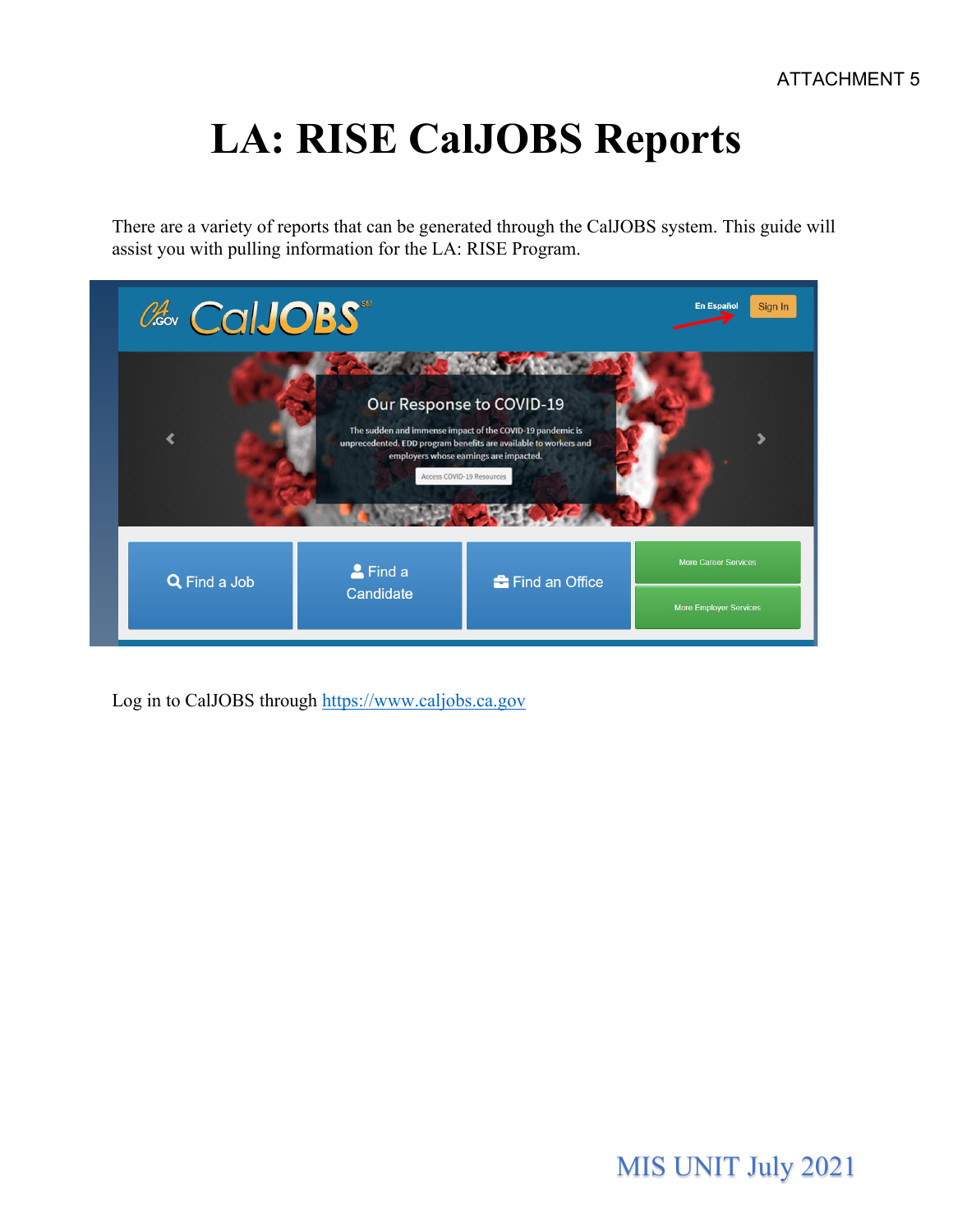ATTACHMENT 5

# LA: RISE CalJOBS Reports

There are a variety of reports that can be generated through the CalJOBS system. This guide will assist you with pulling information for the LA: RISE Program.

Log in to CalJOBS through https://www.caljobs.ca.gov

MIS UNIT July 2021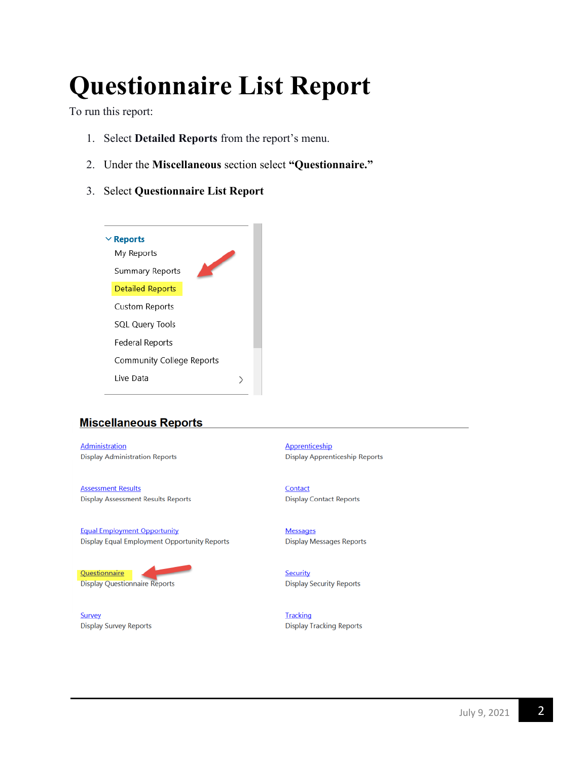# Questionnaire List Report

To run this report:

1. Select **Detailed Reports** from the report's menu.
2. Under the **Miscellaneous** section select **"Questionnaire."**
3. Select **Questionnaire List Report**

Reports
- My Reports
- Summary Reports
- Detailed Reports
- Custom Reports
- SQL Query Tools
- Federal Reports
- Community College Reports
- Live Data

## Miscellaneous Reports

Administration
Display Administration Reports

Apprenticeship
Display Apprenticeship Reports

Assessment Results
Display Assessment Results Reports

Contact
Display Contact Reports

Equal Employment Opportunity
Display Equal Employment Opportunity Reports

Messages
Display Messages Reports

Questionnaire
Display Questionnaire Reports

Security
Display Security Reports

Survey
Display Survey Reports

Tracking
Display Tracking Reports

July 9, 2021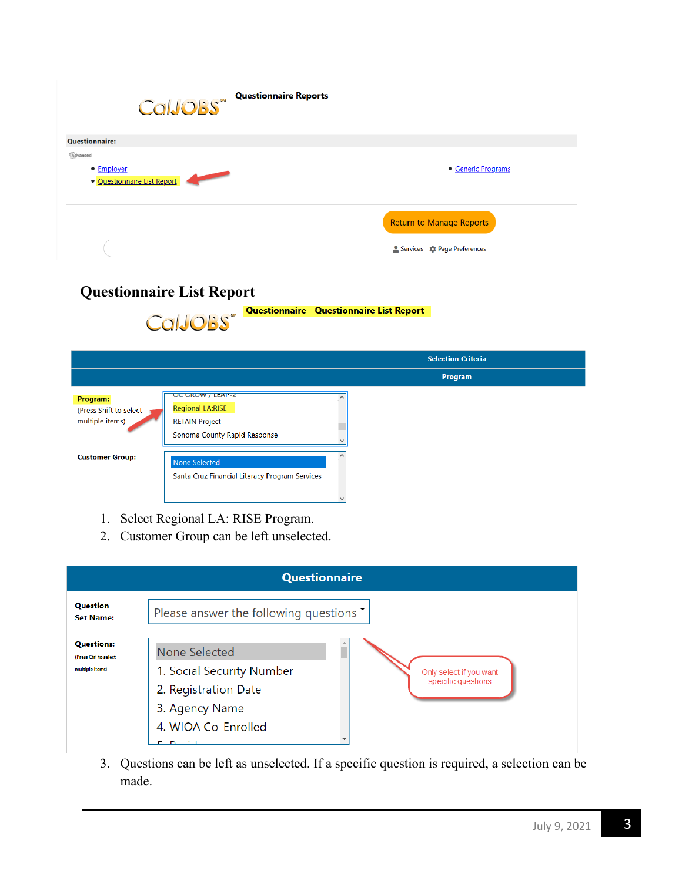Questionnaire Reports

Questionnaire:

- Employer
- Questionnaire List Report
- Generic Programs

Return to Manage Reports

Services Page Preferences

## Questionnaire List Report

Questionnaire - Questionnaire List Report

Selection Criteria

Program

Program: (Press Shift to select multiple items)

- OC GROW / LEAP-2
- Regional LA:RISE
- RETAIN Project
- Sonoma County Rapid Response

Customer Group:

- None Selected
- Santa Cruz Financial Literacy Program Services

1. Select Regional LA: RISE Program.
2. Customer Group can be left unselected.

Questionnaire

Question Set Name: Please answer the following questions

Questions: (Press Ctrl to select multiple items)

- None Selected
- 1. Social Security Number
- 2. Registration Date
- 3. Agency Name
- 4. WIOA Co-Enrolled

Only select if you want specific questions

3. Questions can be left as unselected. If a specific question is required, a selection can be made.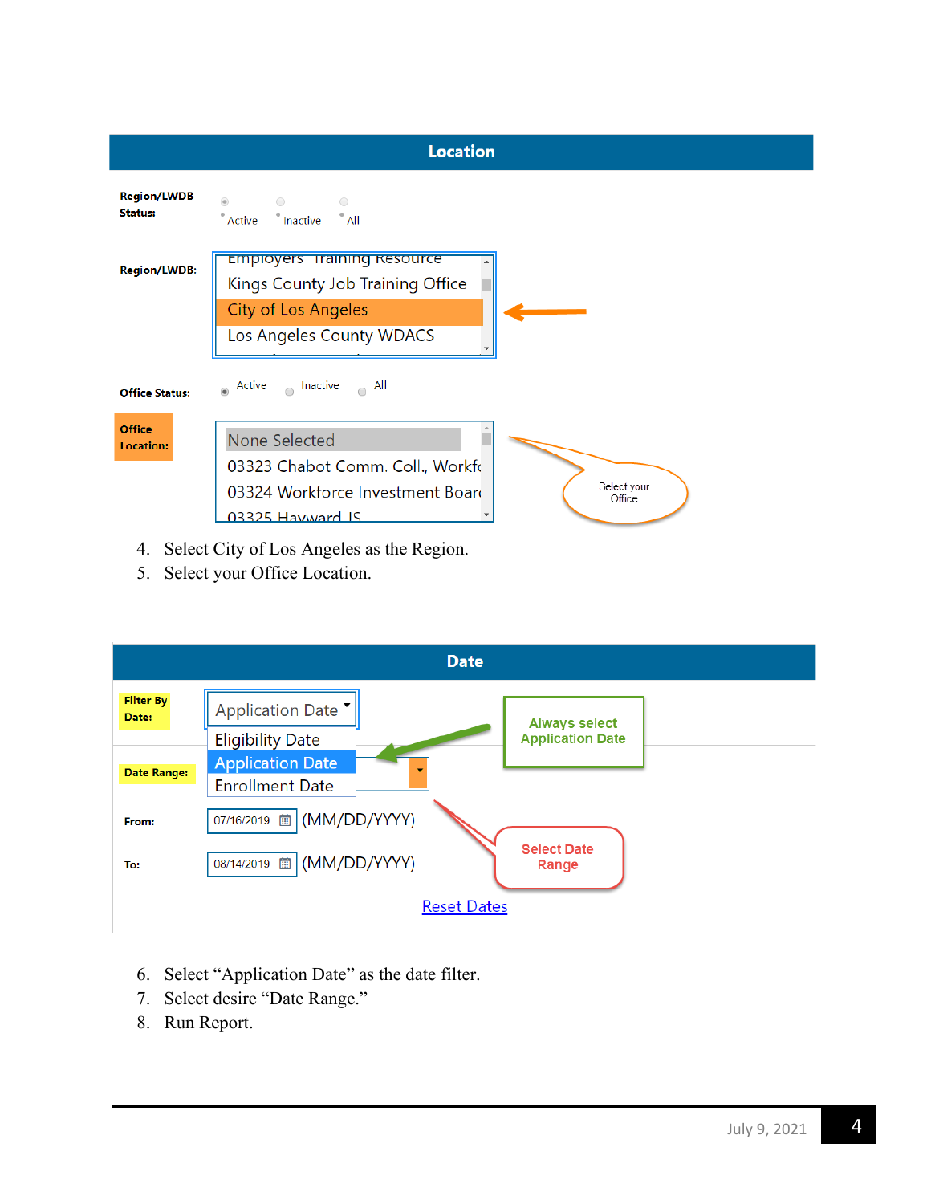## Location

**Region/LWDB Status:** Active | Inactive | All

**Region/LWDB:**
- Employers Training Resource
- Kings County Job Training Office
- City of Los Angeles
- Los Angeles County WDACS

**Office Status:** Active | Inactive | All

**Office Location:**
- None Selected
- 03323 Chabot Comm. Coll., Workfc
- 03324 Workforce Investment Boar
- 03325 Hayward JS

Select your Office

4. Select City of Los Angeles as the Region.
5. Select your Office Location.

## Date

**Filter By Date:** Application Date
- Eligibility Date
- Application Date
- Enrollment Date

Always select Application Date

**Date Range:**

**From:** 07/16/2019 (MM/DD/YYYY)

**To:** 08/14/2019 (MM/DD/YYYY)

Select Date Range

Reset Dates

6. Select "Application Date" as the date filter.
7. Select desire "Date Range."
8. Run Report.

July 9, 2021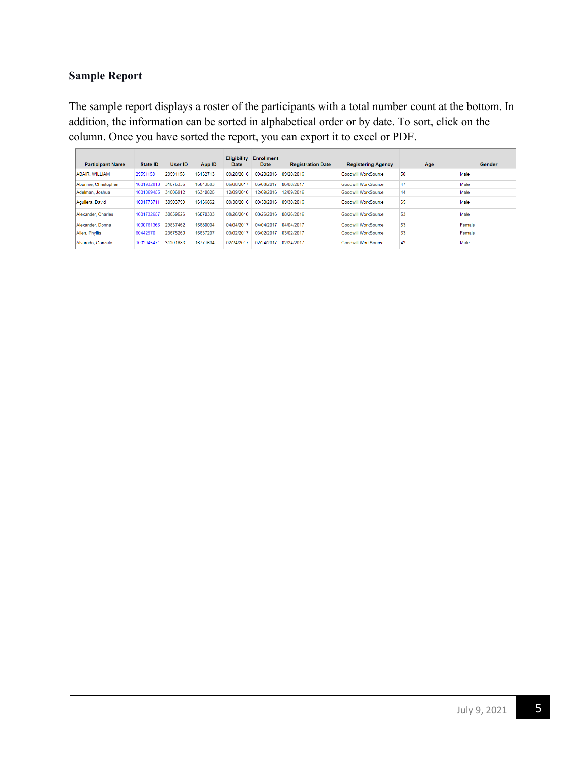### Sample Report

The sample report displays a roster of the participants with a total number count at the bottom. In addition, the information can be sorted in alphabetical order or by date. To sort, click on the column. Once you have sorted the report, you can export it to excel or PDF.

| Participant Name | State ID | User ID | App ID | Eligibility Date | Enrollment Date | Registration Date | Registering Agency | Age | Gender |
|---|---|---|---|---|---|---|---|---|---|
| ABAIR, WILLIAM | 29591158 | 29591158 | 16132713 | 09/20/2016 | 09/20/2016 | 09/20/2016 | Goodwill WorkSource | 50 | Male |
| Aburime, Christopher | 1001932810 | 31076336 | 16843583 | 06/08/2017 | 06/08/2017 | 06/08/2017 | Goodwill WorkSource | 47 | Male |
| Adelman, Joshua | 1001869455 | 31006912 | 16340825 | 12/09/2016 | 12/09/2016 | 12/09/2016 | Goodwill WorkSource | 44 | Male |
| Aguilera, David | 1001773711 | 30903799 | 16136862 | 09/30/2016 | 09/30/2016 | 09/30/2016 | Goodwill WorkSource | 65 | Male |
| Alexander, Charles | 1001732657 | 30859526 | 16070333 | 08/26/2016 | 08/26/2016 | 08/26/2016 | Goodwill WorkSource | 53 | Male |
| Alexander, Donna | 1000761366 | 29837462 | 16680004 | 04/04/2017 | 04/04/2017 | 04/04/2017 | Goodwill WorkSource | 53 | Female |
| Allen, Phyllis | 60442970 | 23675260 | 16637207 | 03/02/2017 | 03/02/2017 | 03/02/2017 | Goodwill WorkSource | 63 | Female |
| Alvarado, Gonzalo | 1002045471 | 31201683 | 16771604 | 02/24/2017 | 02/24/2017 | 02/24/2017 | Goodwill WorkSource | 42 | Male |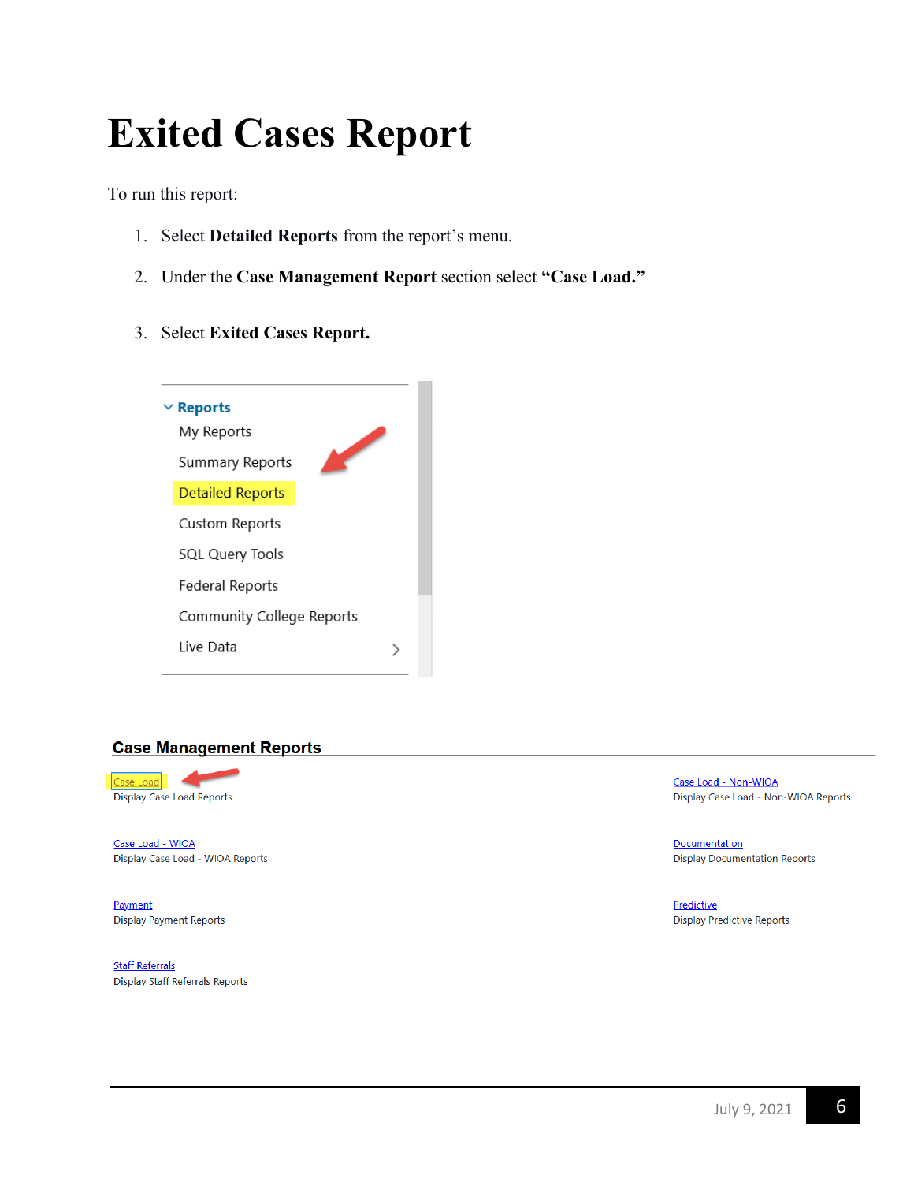# Exited Cases Report

To run this report:

1. Select **Detailed Reports** from the report's menu.
2. Under the **Case Management Report** section select **"Case Load."**
3. Select **Exited Cases Report.**

Reports
My Reports
Summary Reports
Detailed Reports
Custom Reports
SQL Query Tools
Federal Reports
Community College Reports
Live Data

**Case Management Reports**

Case Load
Display Case Load Reports

Case Load - Non-WIOA
Display Case Load - Non-WIOA Reports

Case Load - WIOA
Display Case Load - WIOA Reports

Documentation
Display Documentation Reports

Payment
Display Payment Reports

Predictive
Display Predictive Reports

Staff Referrals
Display Staff Referrals Reports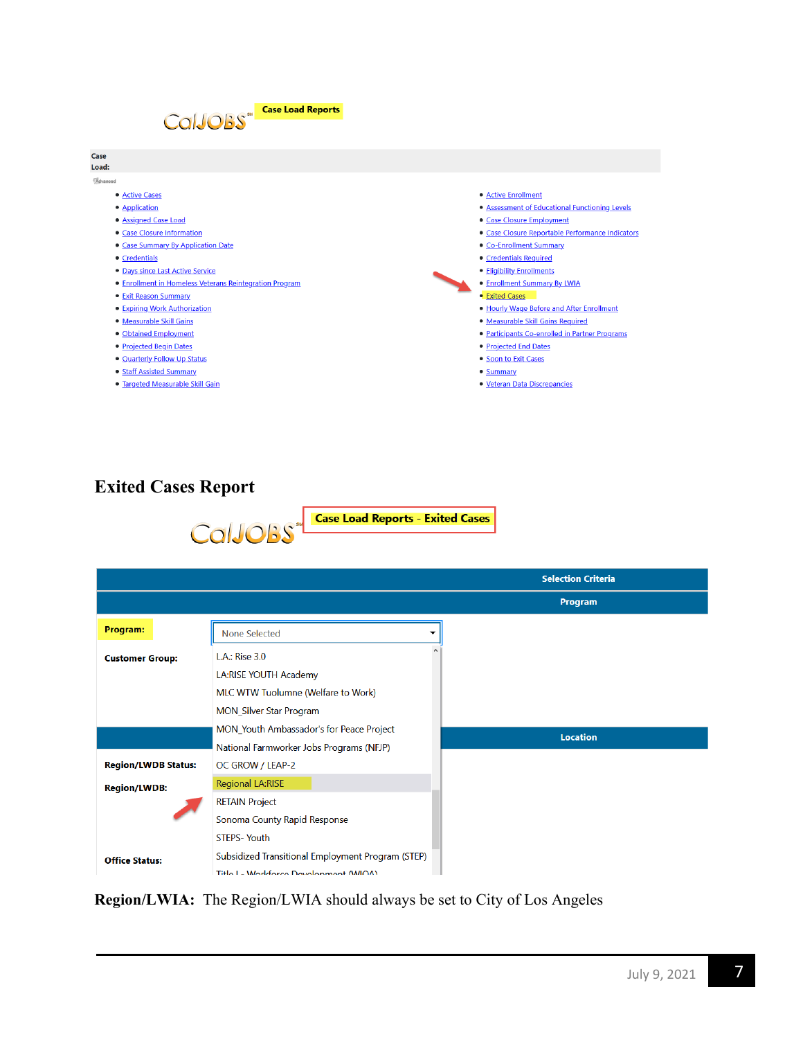CalJOBS Case Load Reports

**Case Load:**

Advanced

- Active Cases
- Application
- Assigned Case Load
- Case Closure Information
- Case Summary By Application Date
- Credentials
- Days since Last Active Service
- Enrollment in Homeless Veterans Reintegration Program
- Exit Reason Summary
- Expiring Work Authorization
- Measurable Skill Gains
- Obtained Employment
- Projected Begin Dates
- Quarterly Follow Up Status
- Staff Assisted Summary
- Targeted Measurable Skill Gain
- Active Enrollment
- Assessment of Educational Functioning Levels
- Case Closure Employment
- Case Closure Reportable Performance Indicators
- Co-Enrollment Summary
- Credentials Required
- Eligibility Enrollments
- Enrollment Summary By LWIA
- Exited Cases
- Hourly Wage Before and After Enrollment
- Measurable Skill Gains Required
- Participants Co-enrolled in Partner Programs
- Projected End Dates
- Soon to Exit Cases
- Summary
- Veteran Data Discrepancies

## Exited Cases Report

CalJOBS Case Load Reports - Exited Cases

**Selection Criteria**

**Program**

**Program:** None Selected

**Customer Group:**

- L.A.: Rise 3.0
- LA:RISE YOUTH Academy
- MLC WTW Tuolumne (Welfare to Work)
- MON_Silver Star Program
- MON_Youth Ambassador's for Peace Project
- National Farmworker Jobs Programs (NFJP)
- OC GROW / LEAP-2
- Regional LA:RISE
- RETAIN Project
- Sonoma County Rapid Response
- STEPS- Youth
- Subsidized Transitional Employment Program (STEP)
- Title I - Workforce Development (WIOA)

**Location**

**Region/LWDB Status:**

**Region/LWDB:**

**Office Status:**

**Region/LWIA:** The Region/LWIA should always be set to City of Los Angeles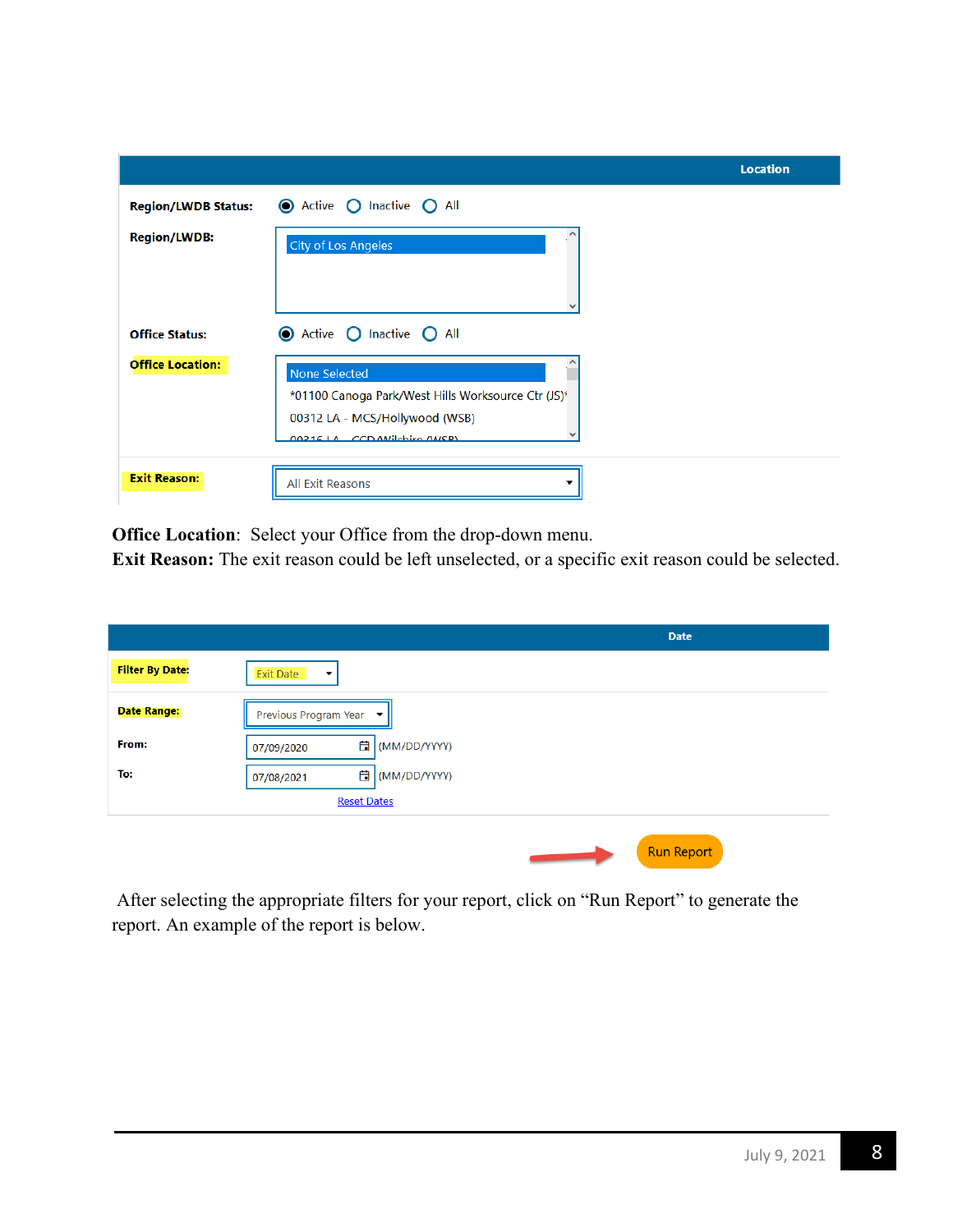| Location | |
| --- | --- |
| **Region/LWDB Status:** | ◉ Active ○ Inactive ○ All |
| **Region/LWDB:** | City of Los Angeles |
| **Office Status:** | ◉ Active ○ Inactive ○ All |
| **Office Location:** | None Selected<br>*01100 Canoga Park/West Hills Worksource Ctr (JS)*<br>00312 LA - MCS/Hollywood (WSB) |
| **Exit Reason:** | All Exit Reasons |

**Office Location**: Select your Office from the drop-down menu.
**Exit Reason:** The exit reason could be left unselected, or a specific exit reason could be selected.

| Date | |
| --- | --- |
| **Filter By Date:** | Exit Date |
| **Date Range:** | Previous Program Year |
| **From:** | 07/09/2020 (MM/DD/YYYY) |
| **To:** | 07/08/2021 (MM/DD/YYYY) |
| | Reset Dates |

Run Report

After selecting the appropriate filters for your report, click on "Run Report" to generate the report. An example of the report is below.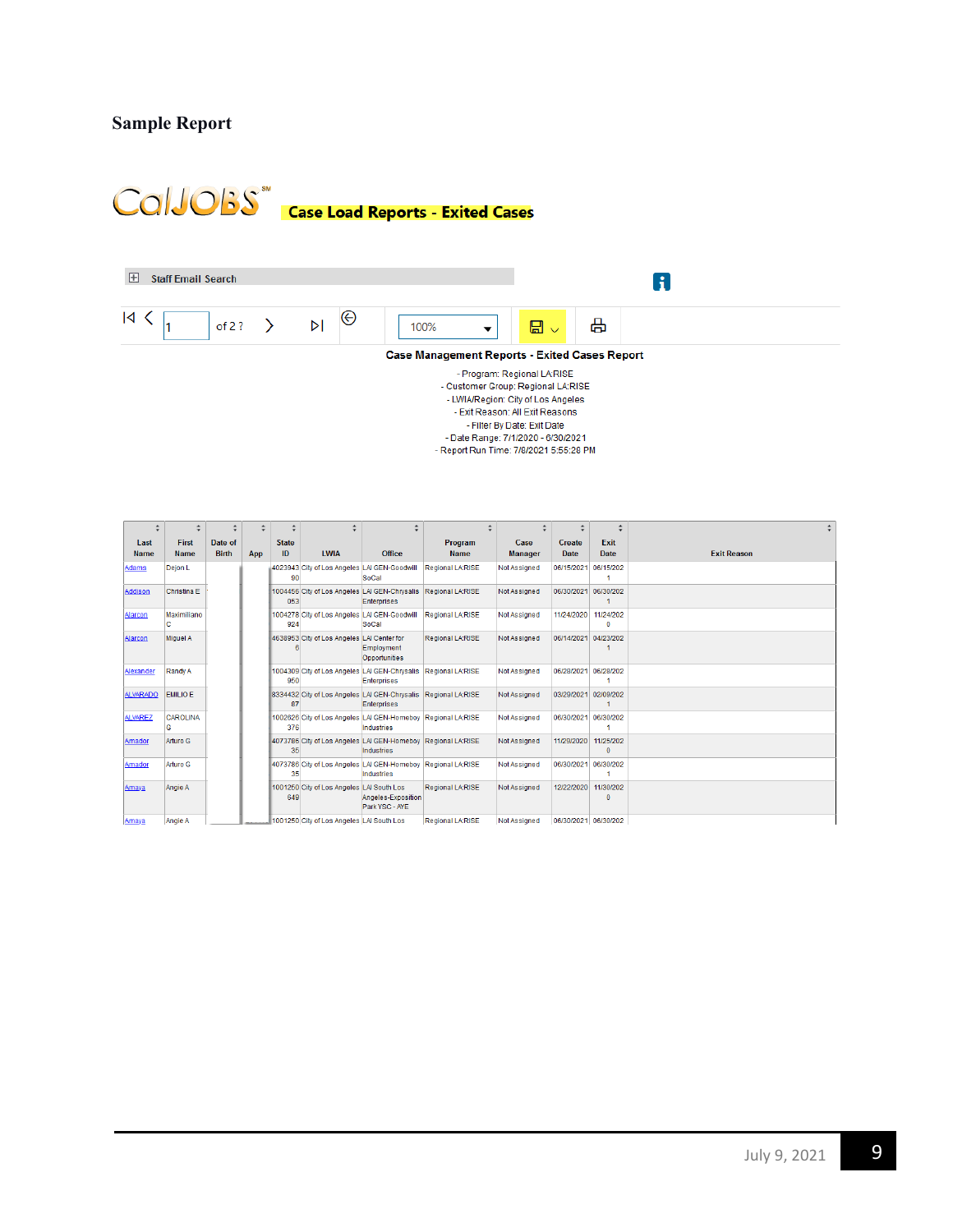## Sample Report

CalJOBS[SM] **Case Load Reports - Exited Cases**

Staff Email Search

1 of 2 ? 100%

**Case Management Reports - Exited Cases Report**

- Program: Regional LA:RISE
- Customer Group: Regional LA:RISE
- LWIA/Region: City of Los Angeles
- Exit Reason: All Exit Reasons
- Filter By Date: Exit Date
- Date Range: 7/1/2020 - 6/30/2021
- Report Run Time: 7/8/2021 5:55:28 PM

| Last Name | First Name | Date of Birth | App | State ID | LWIA | Office | Program Name | Case Manager | Create Date | Exit Date | Exit Reason |
|---|---|---|---|---|---|---|---|---|---|---|---|
| Adams | Dejon L | | | 402394390 | City of Los Angeles | LAI GEN-Goodwill SoCal | Regional LA:RISE | Not Assigned | 06/15/2021 | 06/15/2021 | |
| Addison | Christina E | | | 1004456053 | City of Los Angeles | LAI GEN-Chrysalis Enterprises | Regional LA:RISE | Not Assigned | 06/30/2021 | 06/30/2021 | |
| Alarcon | Maximiliano C | | | 1004278924 | City of Los Angeles | LAI GEN-Goodwill SoCal | Regional LA:RISE | Not Assigned | 11/24/2020 | 11/24/2020 | |
| Alarcon | Miguel A | | | 46389536 | City of Los Angeles | LAI Center for Employment Opportunities | Regional LA:RISE | Not Assigned | 06/14/2021 | 04/23/2021 | |
| Alexander | Randy A | | | 1004309950 | City of Los Angeles | LAI GEN-Chrysalis Enterprises | Regional LA:RISE | Not Assigned | 06/28/2021 | 06/28/2021 | |
| ALVARADO | EMILIO E | | | 833443287 | City of Los Angeles | LAI GEN-Chrysalis Enterprises | Regional LA:RISE | Not Assigned | 03/29/2021 | 02/09/2021 | |
| ALVAREZ | CAROLINA G | | | 1002626376 | City of Los Angeles | LAI GEN-Homeboy Industries | Regional LA:RISE | Not Assigned | 06/30/2021 | 06/30/2021 | |
| Amador | Arturo G | | | 407378635 | City of Los Angeles | LAI GEN-Homeboy Industries | Regional LA:RISE | Not Assigned | 11/29/2020 | 11/25/2020 | |
| Amador | Arturo G | | | 407378635 | City of Los Angeles | LAI GEN-Homeboy Industries | Regional LA:RISE | Not Assigned | 06/30/2021 | 06/30/2021 | |
| Amaya | Angie A | | | 1001250649 | City of Los Angeles | LAI South Los Angeles-Exposition Park YSC - AYE | Regional LA:RISE | Not Assigned | 12/22/2020 | 11/30/2020 | |
| Amaya | Angie A | | | 1001250 | City of Los Angeles | LAI South Los | Regional LA:RISE | Not Assigned | 06/30/2021 | 06/30/202 | |